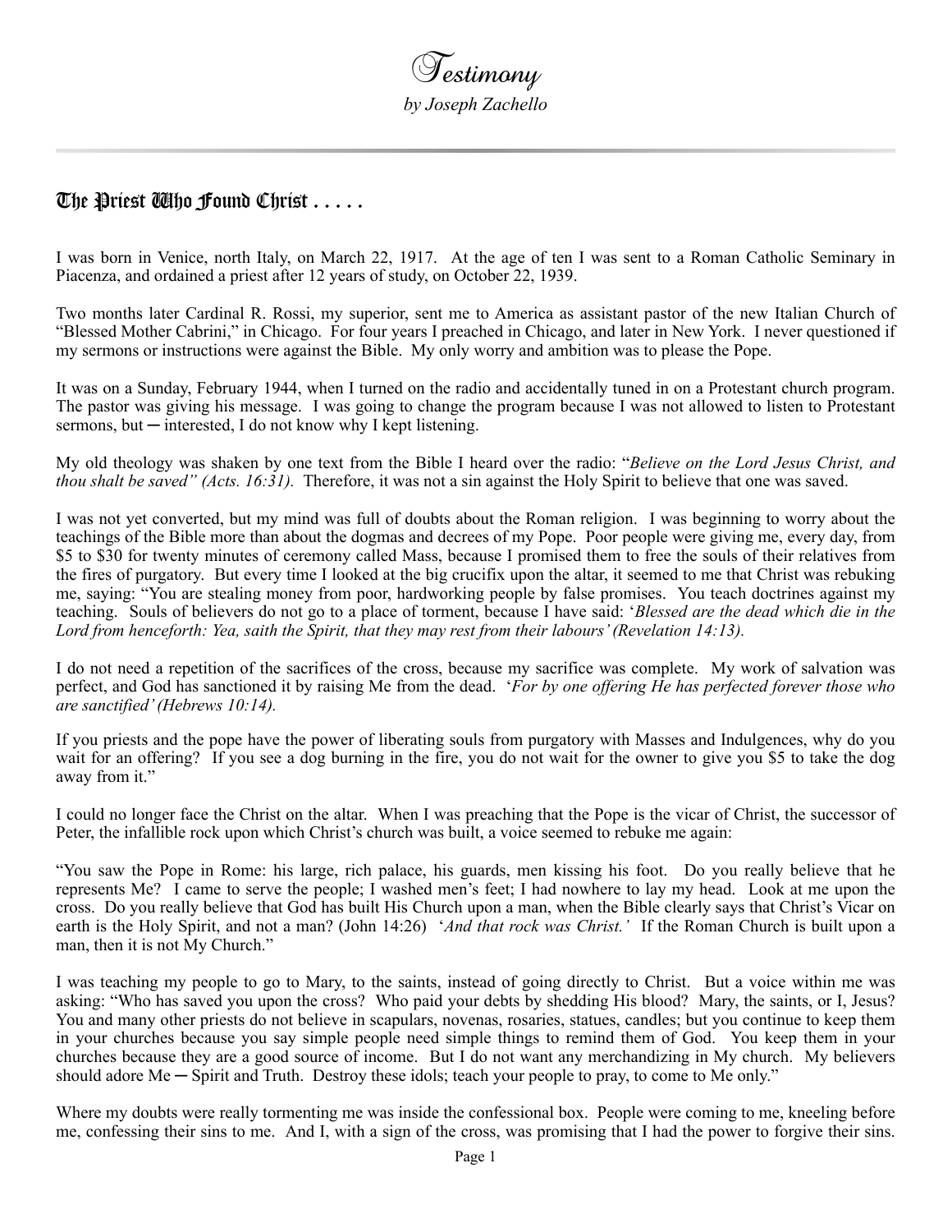# Testimony

*by Joseph Zachello*

## The Priest Who Found Christ . . . . .

I was born in Venice, north Italy, on March 22, 1917. At the age of ten I was sent to a Roman Catholic Seminary in Piacenza, and ordained a priest after 12 years of study, on October 22, 1939.

Two months later Cardinal R. Rossi, my superior, sent me to America as assistant pastor of the new Italian Church of "Blessed Mother Cabrini," in Chicago. For four years I preached in Chicago, and later in New York. I never questioned if my sermons or instructions were against the Bible. My only worry and ambition was to please the Pope.

It was on a Sunday, February 1944, when I turned on the radio and accidentally tuned in on a Protestant church program. The pastor was giving his message. I was going to change the program because I was not allowed to listen to Protestant sermons, but ─ interested, I do not know why I kept listening.

My old theology was shaken by one text from the Bible I heard over the radio: "*Believe on the Lord Jesus Christ, and thou shalt be saved" (Acts. 16:31).* Therefore, it was not a sin against the Holy Spirit to believe that one was saved.

I was not yet converted, but my mind was full of doubts about the Roman religion. I was beginning to worry about the teachings of the Bible more than about the dogmas and decrees of my Pope. Poor people were giving me, every day, from $5 to $30 for twenty minutes of ceremony called Mass, because I promised them to free the souls of their relatives from the fires of purgatory. But every time I looked at the big crucifix upon the altar, it seemed to me that Christ was rebuking me, saying: "You are stealing money from poor, hardworking people by false promises. You teach doctrines against my teaching. Souls of believers do not go to a place of torment, because I have said: '*Blessed are the dead which die in the Lord from henceforth: Yea, saith the Spirit, that they may rest from their labours' (Revelation 14:13).*

I do not need a repetition of the sacrifices of the cross, because my sacrifice was complete. My work of salvation was perfect, and God has sanctioned it by raising Me from the dead. '*For by one offering He has perfected forever those who are sanctified' (Hebrews 10:14).*

If you priests and the pope have the power of liberating souls from purgatory with Masses and Indulgences, why do you wait for an offering? If you see a dog burning in the fire, you do not wait for the owner to give you $5 to take the dog away from it."

I could no longer face the Christ on the altar. When I was preaching that the Pope is the vicar of Christ, the successor of Peter, the infallible rock upon which Christ's church was built, a voice seemed to rebuke me again:

"You saw the Pope in Rome: his large, rich palace, his guards, men kissing his foot. Do you really believe that he represents Me? I came to serve the people; I washed men's feet; I had nowhere to lay my head. Look at me upon the cross. Do you really believe that God has built His Church upon a man, when the Bible clearly says that Christ's Vicar on earth is the Holy Spirit, and not a man? (John 14:26) '*And that rock was Christ.'* If the Roman Church is built upon a man, then it is not My Church."

I was teaching my people to go to Mary, to the saints, instead of going directly to Christ. But a voice within me was asking: "Who has saved you upon the cross? Who paid your debts by shedding His blood? Mary, the saints, or I, Jesus? You and many other priests do not believe in scapulars, novenas, rosaries, statues, candles; but you continue to keep them in your churches because you say simple people need simple things to remind them of God. You keep them in your churches because they are a good source of income. But I do not want any merchandizing in My church. My believers should adore Me ─ Spirit and Truth. Destroy these idols; teach your people to pray, to come to Me only."

Where my doubts were really tormenting me was inside the confessional box. People were coming to me, kneeling before me, confessing their sins to me. And I, with a sign of the cross, was promising that I had the power to forgive their sins.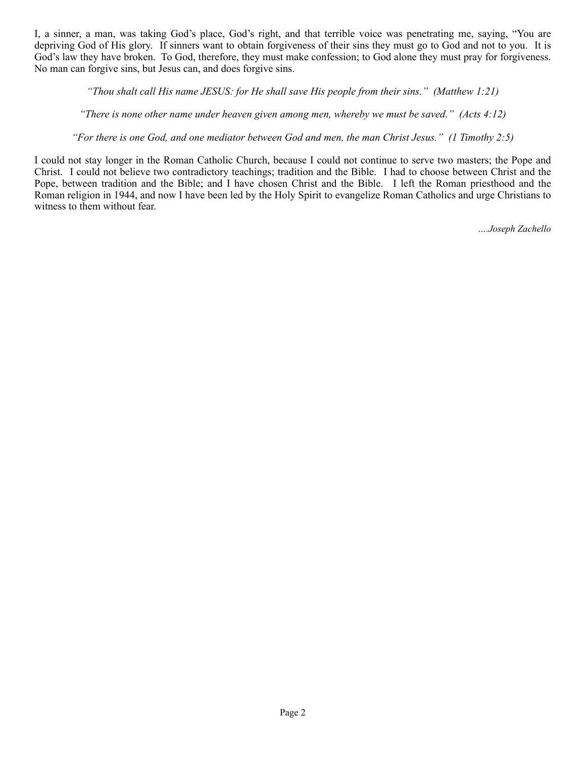I, a sinner, a man, was taking God's place, God's right, and that terrible voice was penetrating me, saying, "You are depriving God of His glory. If sinners want to obtain forgiveness of their sins they must go to God and not to you. It is God's law they have broken. To God, therefore, they must make confession; to God alone they must pray for forgiveness. No man can forgive sins, but Jesus can, and does forgive sins.

*"Thou shalt call His name JESUS: for He shall save His people from their sins." (Matthew 1:21)*

*"There is none other name under heaven given among men, whereby we must be saved." (Acts 4:12)*

*"For there is one God, and one mediator between God and men, the man Christ Jesus." (1 Timothy 2:5)*

I could not stay longer in the Roman Catholic Church, because I could not continue to serve two masters; the Pope and Christ. I could not believe two contradictory teachings; tradition and the Bible. I had to choose between Christ and the Pope, between tradition and the Bible; and I have chosen Christ and the Bible. I left the Roman priesthood and the Roman religion in 1944, and now I have been led by the Holy Spirit to evangelize Roman Catholics and urge Christians to witness to them without fear.

*....Joseph Zachello*